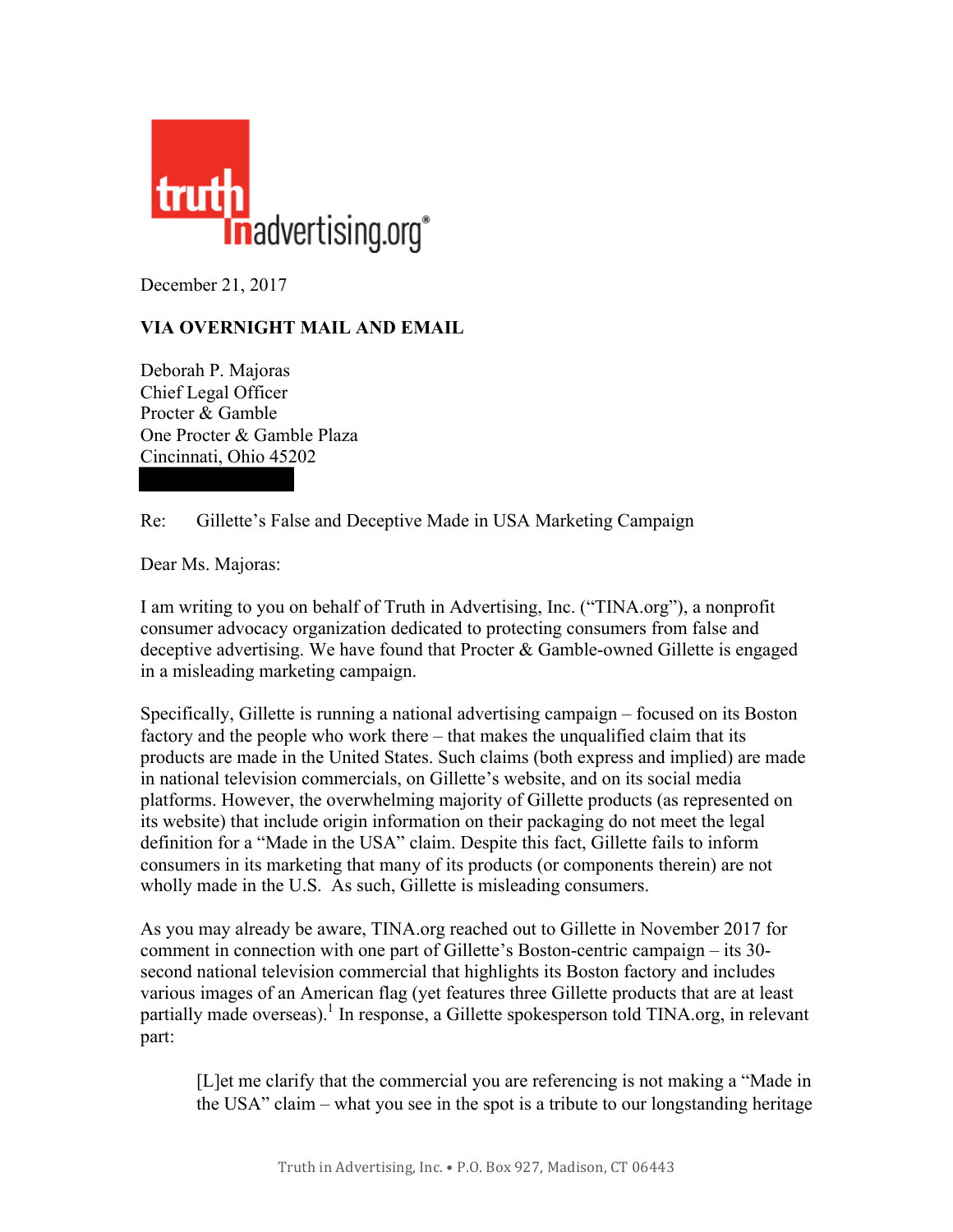truth in advertising.org®

December 21, 2017

**VIA OVERNIGHT MAIL AND EMAIL**

Deborah P. Majoras
Chief Legal Officer
Procter & Gamble
One Procter & Gamble Plaza
Cincinnati, Ohio 45202

Re: Gillette's False and Deceptive Made in USA Marketing Campaign

Dear Ms. Majoras:

I am writing to you on behalf of Truth in Advertising, Inc. ("TINA.org"), a nonprofit consumer advocacy organization dedicated to protecting consumers from false and deceptive advertising. We have found that Procter & Gamble-owned Gillette is engaged in a misleading marketing campaign.

Specifically, Gillette is running a national advertising campaign – focused on its Boston factory and the people who work there – that makes the unqualified claim that its products are made in the United States. Such claims (both express and implied) are made in national television commercials, on Gillette's website, and on its social media platforms. However, the overwhelming majority of Gillette products (as represented on its website) that include origin information on their packaging do not meet the legal definition for a "Made in the USA" claim. Despite this fact, Gillette fails to inform consumers in its marketing that many of its products (or components therein) are not wholly made in the U.S. As such, Gillette is misleading consumers.

As you may already be aware, TINA.org reached out to Gillette in November 2017 for comment in connection with one part of Gillette's Boston-centric campaign – its 30-second national television commercial that highlights its Boston factory and includes various images of an American flag (yet features three Gillette products that are at least partially made overseas).[1] In response, a Gillette spokesperson told TINA.org, in relevant part:

> [L]et me clarify that the commercial you are referencing is not making a "Made in the USA" claim – what you see in the spot is a tribute to our longstanding heritage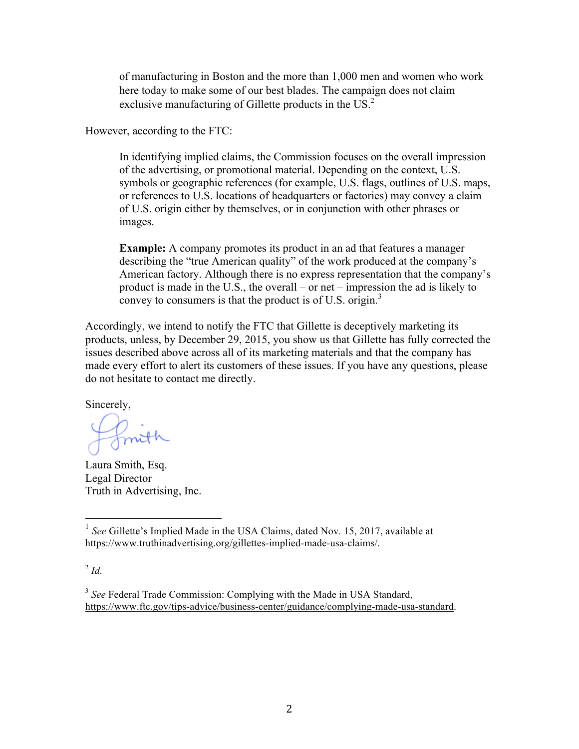> of manufacturing in Boston and the more than 1,000 men and women who work here today to make some of our best blades. The campaign does not claim exclusive manufacturing of Gillette products in the US.[2]

However, according to the FTC:

> In identifying implied claims, the Commission focuses on the overall impression of the advertising, or promotional material. Depending on the context, U.S. symbols or geographic references (for example, U.S. flags, outlines of U.S. maps, or references to U.S. locations of headquarters or factories) may convey a claim of U.S. origin either by themselves, or in conjunction with other phrases or images.
>
> **Example:** A company promotes its product in an ad that features a manager describing the "true American quality" of the work produced at the company's American factory. Although there is no express representation that the company's product is made in the U.S., the overall – or net – impression the ad is likely to convey to consumers is that the product is of U.S. origin.[3]

Accordingly, we intend to notify the FTC that Gillette is deceptively marketing its products, unless, by December 29, 2015, you show us that Gillette has fully corrected the issues described above across all of its marketing materials and that the company has made every effort to alert its customers of these issues. If you have any questions, please do not hesitate to contact me directly.

Sincerely,

Laura Smith, Esq.
Legal Director
Truth in Advertising, Inc.

---

[1] *See* Gillette's Implied Made in the USA Claims, dated Nov. 15, 2017, available at https://www.truthinadvertising.org/gillettes-implied-made-usa-claims/.

[2] *Id.*

[3] *See* Federal Trade Commission: Complying with the Made in USA Standard, https://www.ftc.gov/tips-advice/business-center/guidance/complying-made-usa-standard.